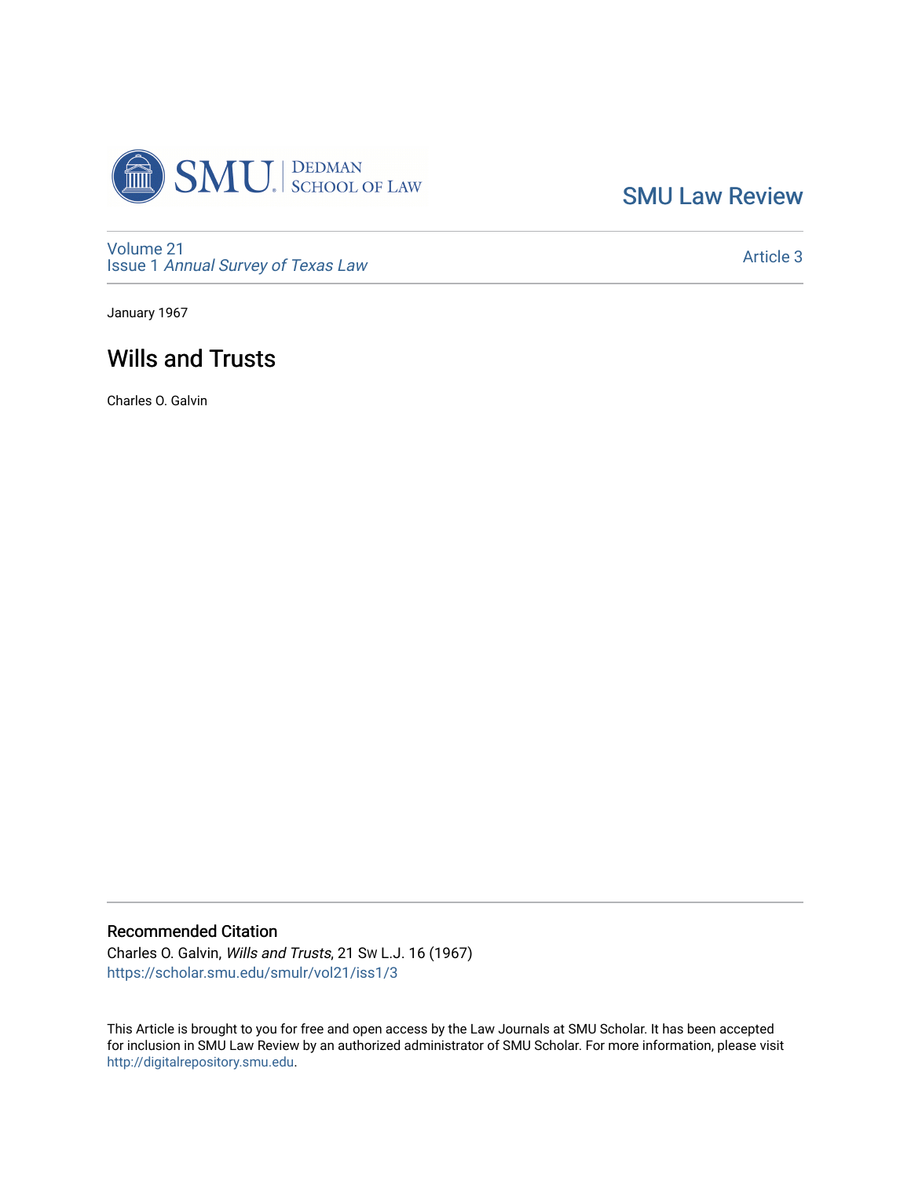SMU Law Review

Volume 21
Issue 1 *Annual Survey of Texas Law*

Article 3

January 1967

# Wills and Trusts

Charles O. Galvin

## Recommended Citation

Charles O. Galvin, *Wills and Trusts*, 21 Sw L.J. 16 (1967)
https://scholar.smu.edu/smulr/vol21/iss1/3

This Article is brought to you for free and open access by the Law Journals at SMU Scholar. It has been accepted for inclusion in SMU Law Review by an authorized administrator of SMU Scholar. For more information, please visit http://digitalrepository.smu.edu.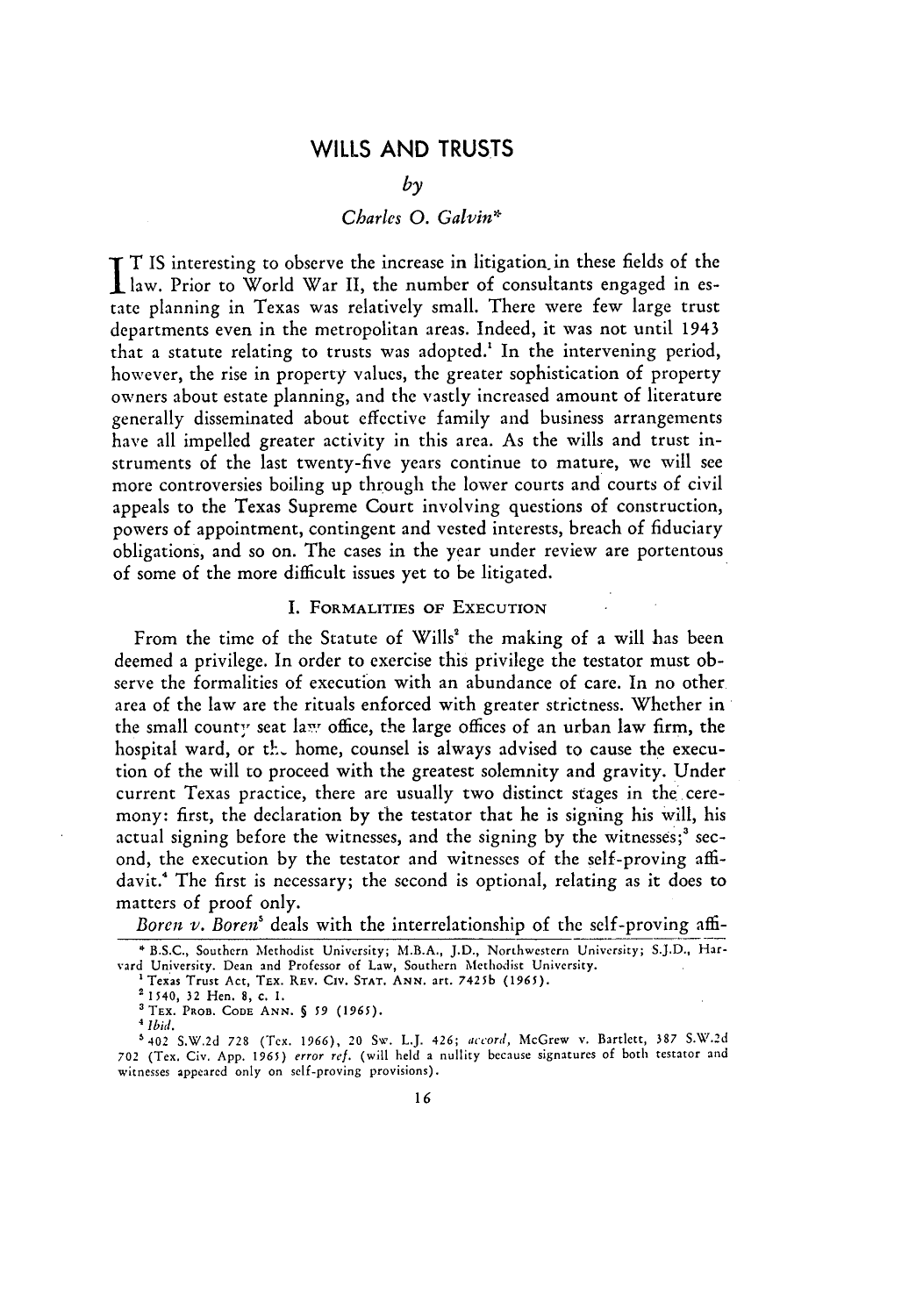# WILLS AND TRUSTS

*by*

*Charles O. Galvin**

IT IS interesting to observe the increase in litigation in these fields of the law. Prior to World War II, the number of consultants engaged in estate planning in Texas was relatively small. There were few large trust departments even in the metropolitan areas. Indeed, it was not until 1943 that a statute relating to trusts was adopted.[1] In the intervening period, however, the rise in property values, the greater sophistication of property owners about estate planning, and the vastly increased amount of literature generally disseminated about effective family and business arrangements have all impelled greater activity in this area. As the wills and trust instruments of the last twenty-five years continue to mature, we will see more controversies boiling up through the lower courts and courts of civil appeals to the Texas Supreme Court involving questions of construction, powers of appointment, contingent and vested interests, breach of fiduciary obligations, and so on. The cases in the year under review are portentous of some of the more difficult issues yet to be litigated.

## I. FORMALITIES OF EXECUTION

From the time of the Statute of Wills[2] the making of a will has been deemed a privilege. In order to exercise this privilege the testator must observe the formalities of execution with an abundance of care. In no other area of the law are the rituals enforced with greater strictness. Whether in the small county seat law office, the large offices of an urban law firm, the hospital ward, or the home, counsel is always advised to cause the execution of the will to proceed with the greatest solemnity and gravity. Under current Texas practice, there are usually two distinct stages in the ceremony: first, the declaration by the testator that he is signing his will, his actual signing before the witnesses, and the signing by the witnesses;[3] second, the execution by the testator and witnesses of the self-proving affidavit.[4] The first is necessary; the second is optional, relating as it does to matters of proof only.

*Boren v. Boren*[5] deals with the interrelationship of the self-proving affi-

---

* B.S.C., Southern Methodist University; M.B.A., J.D., Northwestern University; S.J.D., Harvard University. Dean and Professor of Law, Southern Methodist University.

[1] Texas Trust Act, TEX. REV. CIV. STAT. ANN. art. 7425b (1965).

[2] 1540, 32 Hen. 8, c. 1.

[3] TEX. PROB. CODE ANN. § 59 (1965).

[4] *Ibid.*

[5] 402 S.W.2d 728 (Tex. 1966), 20 Sw. L.J. 426; *accord*, McGrew v. Bartlett, 387 S.W.2d 702 (Tex. Civ. App. 1965) *error ref.* (will held a nullity because signatures of both testator and witnesses appeared only on self-proving provisions).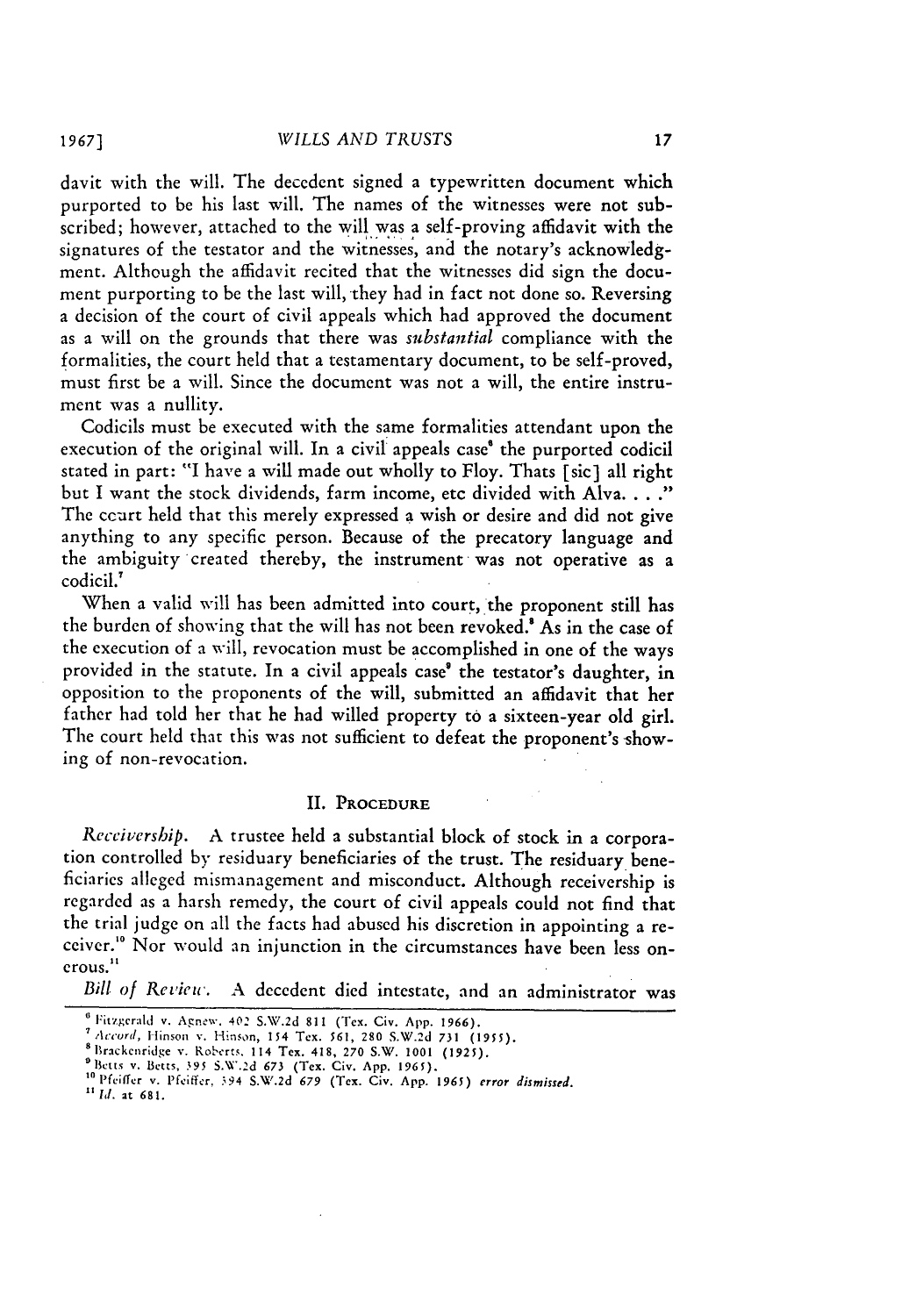davit with the will. The decedent signed a typewritten document which purported to be his last will. The names of the witnesses were not subscribed; however, attached to the will was a self-proving affidavit with the signatures of the testator and the witnesses, and the notary's acknowledgment. Although the affidavit recited that the witnesses did sign the document purporting to be the last will, they had in fact not done so. Reversing a decision of the court of civil appeals which had approved the document as a will on the grounds that there was *substantial* compliance with the formalities, the court held that a testamentary document, to be self-proved, must first be a will. Since the document was not a will, the entire instrument was a nullity.

Codicils must be executed with the same formalities attendant upon the execution of the original will. In a civil appeals case[6] the purported codicil stated in part: "I have a will made out wholly to Floy. Thats [sic] all right but I want the stock dividends, farm income, etc divided with Alva. . . ." The court held that this merely expressed a wish or desire and did not give anything to any specific person. Because of the precatory language and the ambiguity created thereby, the instrument was not operative as a codicil.[7]

When a valid will has been admitted into court, the proponent still has the burden of showing that the will has not been revoked.[8] As in the case of the execution of a will, revocation must be accomplished in one of the ways provided in the statute. In a civil appeals case[9] the testator's daughter, in opposition to the proponents of the will, submitted an affidavit that her father had told her that he had willed property to a sixteen-year old girl. The court held that this was not sufficient to defeat the proponent's showing of non-revocation.

## II. PROCEDURE

*Receivership.* A trustee held a substantial block of stock in a corporation controlled by residuary beneficiaries of the trust. The residuary beneficiaries alleged mismanagement and misconduct. Although receivership is regarded as a harsh remedy, the court of civil appeals could not find that the trial judge on all the facts had abused his discretion in appointing a receiver.[10] Nor would an injunction in the circumstances have been less onerous.[11]

*Bill of Review.* A decedent died intestate, and an administrator was

---

[6] Fitzgerald v. Agnew, 402 S.W.2d 811 (Tex. Civ. App. 1966).

[7] *Accord*, Hinson v. Hinson, 154 Tex. 561, 280 S.W.2d 731 (1955).

[8] Brackenridge v. Roberts, 114 Tex. 418, 270 S.W. 1001 (1925).

[9] Betts v. Betts, 395 S.W.2d 673 (Tex. Civ. App. 1965).

[10] Pfeiffer v. Pfeiffer, 394 S.W.2d 679 (Tex. Civ. App. 1965) *error dismissed*.

[11] *Id.* at 681.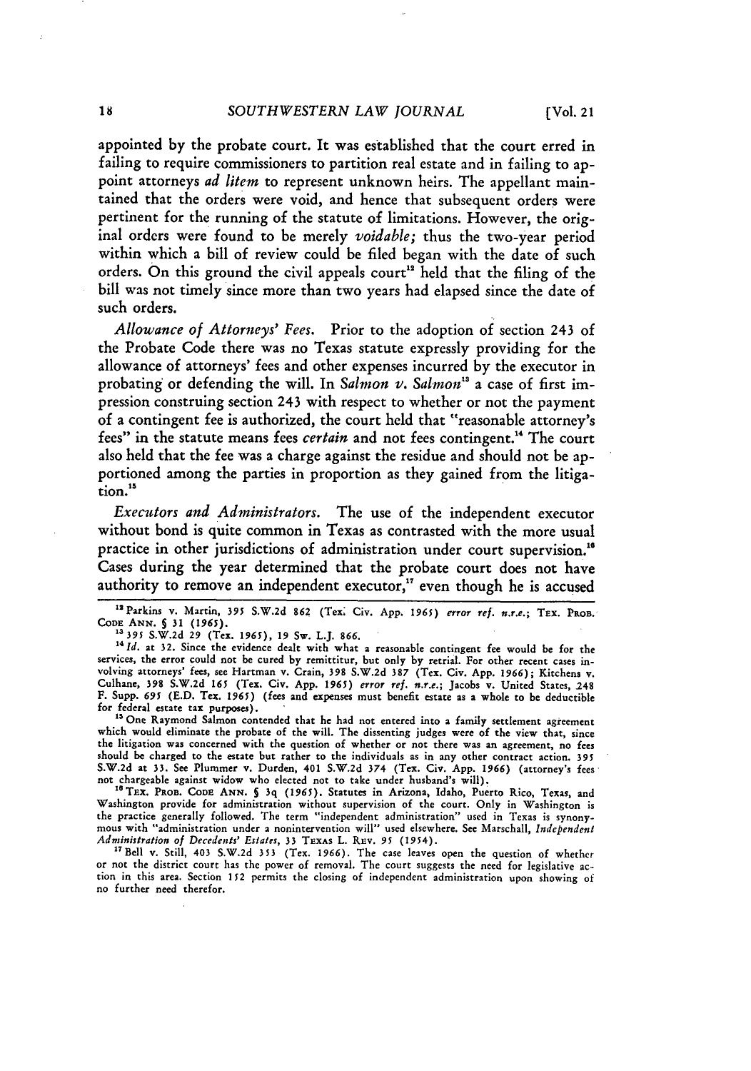appointed by the probate court. It was established that the court erred in failing to require commissioners to partition real estate and in failing to appoint attorneys *ad litem* to represent unknown heirs. The appellant maintained that the orders were void, and hence that subsequent orders were pertinent for the running of the statute of limitations. However, the original orders were found to be merely *voidable;* thus the two-year period within which a bill of review could be filed began with the date of such orders. On this ground the civil appeals court[12] held that the filing of the bill was not timely since more than two years had elapsed since the date of such orders.

*Allowance of Attorneys' Fees.* Prior to the adoption of section 243 of the Probate Code there was no Texas statute expressly providing for the allowance of attorneys' fees and other expenses incurred by the executor in probating or defending the will. In *Salmon v. Salmon*[13] a case of first impression construing section 243 with respect to whether or not the payment of a contingent fee is authorized, the court held that "reasonable attorney's fees" in the statute means fees *certain* and not fees contingent.[14] The court also held that the fee was a charge against the residue and should not be apportioned among the parties in proportion as they gained from the litigation.[15]

*Executors and Administrators.* The use of the independent executor without bond is quite common in Texas as contrasted with the more usual practice in other jurisdictions of administration under court supervision.[16] Cases during the year determined that the probate court does not have authority to remove an independent executor,[17] even though he is accused

---

[12] Parkins v. Martin, 395 S.W.2d 862 (Tex. Civ. App. 1965) *error ref. n.r.e.;* TEX. PROB. CODE ANN. § 31 (1965).

[13] 395 S.W.2d 29 (Tex. 1965), 19 Sw. L.J. 866.

[14] *Id.* at 32. Since the evidence dealt with what a reasonable contingent fee would be for the services, the error could not be cured by remittitur, but only by retrial. For other recent cases involving attorneys' fees, see Hartman v. Crain, 398 S.W.2d 387 (Tex. Civ. App. 1966); Kitchens v. Culhane, 398 S.W.2d 165 (Tex. Civ. App. 1965) *error ref. n.r.e.;* Jacobs v. United States, 248 F. Supp. 695 (E.D. Tex. 1965) (fees and expenses must benefit estate as a whole to be deductible for federal estate tax purposes).

[15] One Raymond Salmon contended that he had not entered into a family settlement agreement which would eliminate the probate of the will. The dissenting judges were of the view that, since the litigation was concerned with the question of whether or not there was an agreement, no fees should be charged to the estate but rather to the individuals as in any other contract action. 395 S.W.2d at 33. See Plummer v. Durden, 401 S.W.2d 374 (Tex. Civ. App. 1966) (attorney's fees not chargeable against widow who elected not to take under husband's will).

[16] TEX. PROB. CODE ANN. § 3q (1965). Statutes in Arizona, Idaho, Puerto Rico, Texas, and Washington provide for administration without supervision of the court. Only in Washington is the practice generally followed. The term "independent administration" used in Texas is synonymous with "administration under a nonintervention will" used elsewhere. See Marschall, *Independent Administration of Decedents' Estates,* 33 TEXAS L. REV. 95 (1954).

[17] Bell v. Still, 403 S.W.2d 353 (Tex. 1966). The case leaves open the question of whether or not the district court has the power of removal. The court suggests the need for legislative action in this area. Section 152 permits the closing of independent administration upon showing of no further need therefor.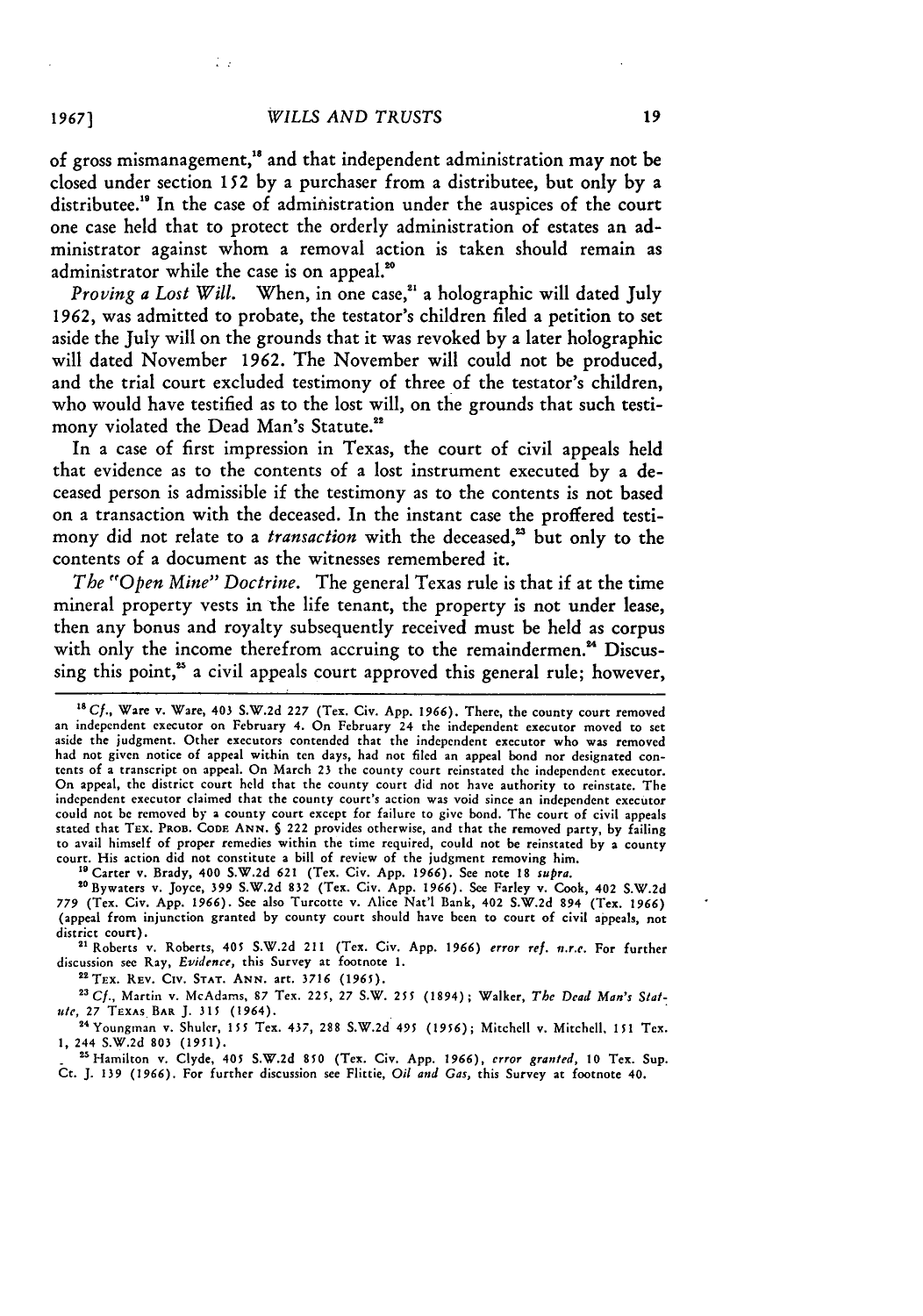of gross mismanagement,[18] and that independent administration may not be closed under section 152 by a purchaser from a distributee, but only by a distributee.[19] In the case of administration under the auspices of the court one case held that to protect the orderly administration of estates an administrator against whom a removal action is taken should remain as administrator while the case is on appeal.[20]

*Proving a Lost Will.* When, in one case,[21] a holographic will dated July 1962, was admitted to probate, the testator's children filed a petition to set aside the July will on the grounds that it was revoked by a later holographic will dated November 1962. The November will could not be produced, and the trial court excluded testimony of three of the testator's children, who would have testified as to the lost will, on the grounds that such testimony violated the Dead Man's Statute.[22]

In a case of first impression in Texas, the court of civil appeals held that evidence as to the contents of a lost instrument executed by a deceased person is admissible if the testimony as to the contents is not based on a transaction with the deceased. In the instant case the proffered testimony did not relate to a *transaction* with the deceased,[23] but only to the contents of a document as the witnesses remembered it.

*The "Open Mine" Doctrine.* The general Texas rule is that if at the time mineral property vests in the life tenant, the property is not under lease, then any bonus and royalty subsequently received must be held as corpus with only the income therefrom accruing to the remaindermen.[24] Discussing this point,[25] a civil appeals court approved this general rule; however,

---

[18] *Cf.*, Ware v. Ware, 403 S.W.2d 227 (Tex. Civ. App. 1966). There, the county court removed an independent executor on February 4. On February 24 the independent executor moved to set aside the judgment. Other executors contended that the independent executor who was removed had not given notice of appeal within ten days, had not filed an appeal bond nor designated contents of a transcript on appeal. On March 23 the county court reinstated the independent executor. On appeal, the district court held that the county court did not have authority to reinstate. The independent executor claimed that the county court's action was void since an independent executor could not be removed by a county court except for failure to give bond. The court of civil appeals stated that TEX. PROB. CODE ANN. § 222 provides otherwise, and that the removed party, by failing to avail himself of proper remedies within the time required, could not be reinstated by a county court. His action did not constitute a bill of review of the judgment removing him.

[19] Carter v. Brady, 400 S.W.2d 621 (Tex. Civ. App. 1966). See note 18 *supra*.

[20] Bywaters v. Joyce, 399 S.W.2d 832 (Tex. Civ. App. 1966). See Farley v. Cook, 402 S.W.2d 779 (Tex. Civ. App. 1966). See also Turcotte v. Alice Nat'l Bank, 402 S.W.2d 894 (Tex. 1966) (appeal from injunction granted by county court should have been to court of civil appeals, not district court).

[21] Roberts v. Roberts, 405 S.W.2d 211 (Tex. Civ. App. 1966) *error ref. n.r.e.* For further discussion see Ray, *Evidence*, this Survey at footnote 1.

[22] TEX. REV. CIV. STAT. ANN. art. 3716 (1965).

[23] *Cf.*, Martin v. McAdams, 87 Tex. 225, 27 S.W. 255 (1894); Walker, *The Dead Man's Statute*, 27 TEXAS BAR J. 315 (1964).

[24] Youngman v. Shuler, 155 Tex. 437, 288 S.W.2d 495 (1956); Mitchell v. Mitchell, 151 Tex. 1, 244 S.W.2d 803 (1951).

[25] Hamilton v. Clyde, 405 S.W.2d 850 (Tex. Civ. App. 1966), *error granted*, 10 Tex. Sup. Ct. J. 139 (1966). For further discussion see Flittie, *Oil and Gas*, this Survey at footnote 40.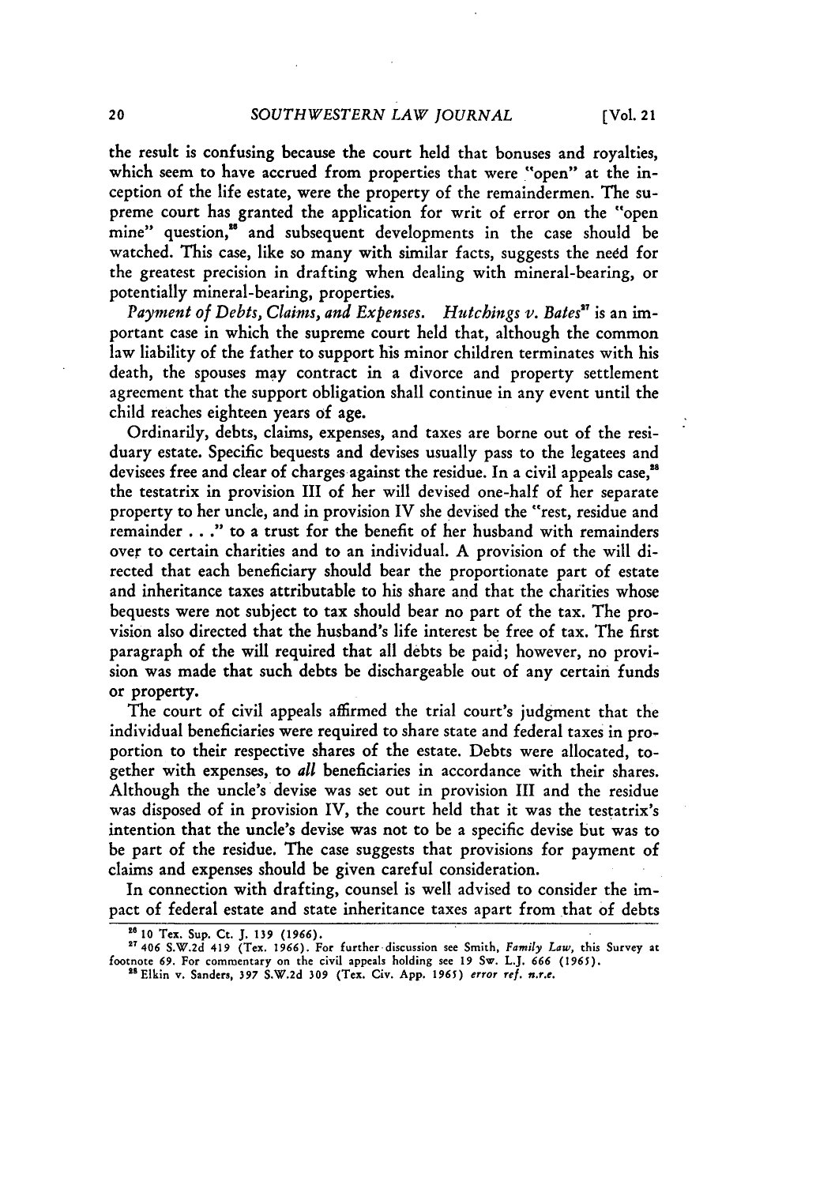the result is confusing because the court held that bonuses and royalties, which seem to have accrued from properties that were "open" at the inception of the life estate, were the property of the remaindermen. The supreme court has granted the application for writ of error on the "open mine" question,[26] and subsequent developments in the case should be watched. This case, like so many with similar facts, suggests the need for the greatest precision in drafting when dealing with mineral-bearing, or potentially mineral-bearing, properties.

*Payment of Debts, Claims, and Expenses. Hutchings v. Bates*[27] is an important case in which the supreme court held that, although the common law liability of the father to support his minor children terminates with his death, the spouses may contract in a divorce and property settlement agreement that the support obligation shall continue in any event until the child reaches eighteen years of age.

Ordinarily, debts, claims, expenses, and taxes are borne out of the residuary estate. Specific bequests and devises usually pass to the legatees and devisees free and clear of charges against the residue. In a civil appeals case,[28] the testatrix in provision III of her will devised one-half of her separate property to her uncle, and in provision IV she devised the "rest, residue and remainder . . ." to a trust for the benefit of her husband with remainders over to certain charities and to an individual. A provision of the will directed that each beneficiary should bear the proportionate part of estate and inheritance taxes attributable to his share and that the charities whose bequests were not subject to tax should bear no part of the tax. The provision also directed that the husband's life interest be free of tax. The first paragraph of the will required that all debts be paid; however, no provision was made that such debts be dischargeable out of any certain funds or property.

The court of civil appeals affirmed the trial court's judgment that the individual beneficiaries were required to share state and federal taxes in proportion to their respective shares of the estate. Debts were allocated, together with expenses, to *all* beneficiaries in accordance with their shares. Although the uncle's devise was set out in provision III and the residue was disposed of in provision IV, the court held that it was the testatrix's intention that the uncle's devise was not to be a specific devise but was to be part of the residue. The case suggests that provisions for payment of claims and expenses should be given careful consideration.

In connection with drafting, counsel is well advised to consider the impact of federal estate and state inheritance taxes apart from that of debts

[26] 10 Tex. Sup. Ct. J. 139 (1966).

[27] 406 S.W.2d 419 (Tex. 1966). For further discussion see Smith, *Family Law*, this Survey at footnote 69. For commentary on the civil appeals holding see 19 Sw. L.J. 666 (1965).

[28] Elkin v. Sanders, 397 S.W.2d 309 (Tex. Civ. App. 1965) *error ref. n.r.e.*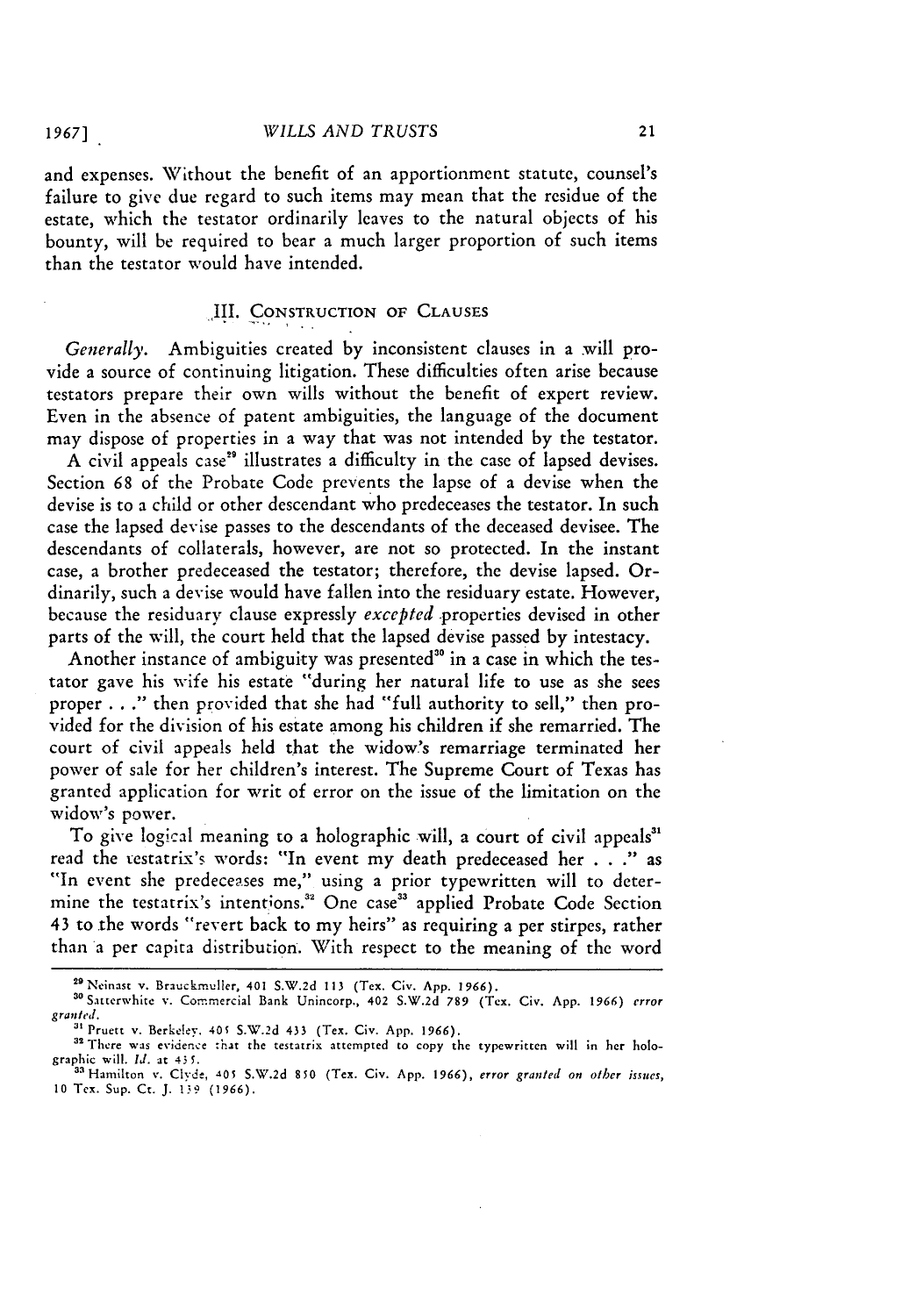and expenses. Without the benefit of an apportionment statute, counsel's failure to give due regard to such items may mean that the residue of the estate, which the testator ordinarily leaves to the natural objects of his bounty, will be required to bear a much larger proportion of such items than the testator would have intended.

## III. CONSTRUCTION OF CLAUSES

*Generally.* Ambiguities created by inconsistent clauses in a will provide a source of continuing litigation. These difficulties often arise because testators prepare their own wills without the benefit of expert review. Even in the absence of patent ambiguities, the language of the document may dispose of properties in a way that was not intended by the testator.

A civil appeals case[29] illustrates a difficulty in the case of lapsed devises. Section 68 of the Probate Code prevents the lapse of a devise when the devise is to a child or other descendant who predeceases the testator. In such case the lapsed devise passes to the descendants of the deceased devisee. The descendants of collaterals, however, are not so protected. In the instant case, a brother predeceased the testator; therefore, the devise lapsed. Ordinarily, such a devise would have fallen into the residuary estate. However, because the residuary clause expressly *excepted* properties devised in other parts of the will, the court held that the lapsed devise passed by intestacy.

Another instance of ambiguity was presented[30] in a case in which the testator gave his wife his estate "during her natural life to use as she sees proper . . ." then provided that she had "full authority to sell," then provided for the division of his estate among his children if she remarried. The court of civil appeals held that the widow's remarriage terminated her power of sale for her children's interest. The Supreme Court of Texas has granted application for writ of error on the issue of the limitation on the widow's power.

To give logical meaning to a holographic will, a court of civil appeals[31] read the testatrix's words: "In event my death predeceased her . . ." as "In event she predeceases me," using a prior typewritten will to determine the testatrix's intentions.[32] One case[33] applied Probate Code Section 43 to the words "revert back to my heirs" as requiring a per stirpes, rather than a per capita distribution. With respect to the meaning of the word

---

[29] Neinast v. Brauckmuller, 401 S.W.2d 113 (Tex. Civ. App. 1966).

[30] Satterwhite v. Commercial Bank Unincorp., 402 S.W.2d 789 (Tex. Civ. App. 1966) *error granted*.

[31] Pruett v. Berkeley, 405 S.W.2d 433 (Tex. Civ. App. 1966).

[32] There was evidence that the testatrix attempted to copy the typewritten will in her holographic will. *Id.* at 435.

[33] Hamilton v. Clyde, 405 S.W.2d 850 (Tex. Civ. App. 1966), *error granted on other issues*, 10 Tex. Sup. Ct. J. 139 (1966).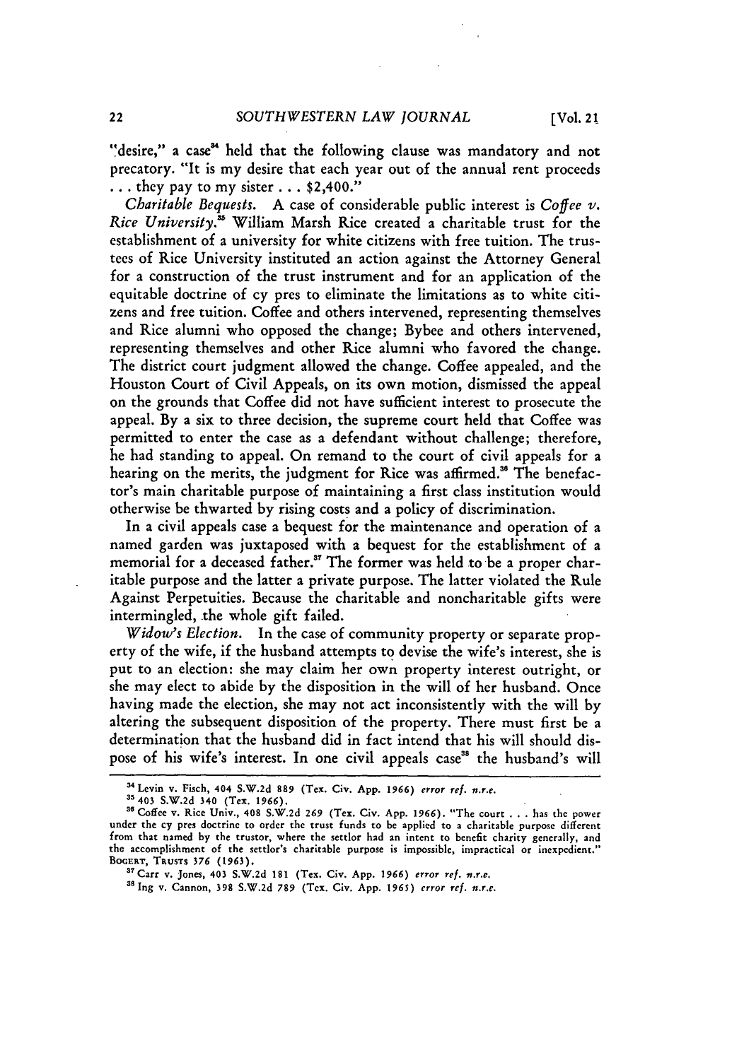"desire," a case[34] held that the following clause was mandatory and not precatory. "It is my desire that each year out of the annual rent proceeds . . . they pay to my sister . . . $2,400."

*Charitable Bequests.* A case of considerable public interest is *Coffee v. Rice University.*[35] William Marsh Rice created a charitable trust for the establishment of a university for white citizens with free tuition. The trustees of Rice University instituted an action against the Attorney General for a construction of the trust instrument and for an application of the equitable doctrine of cy pres to eliminate the limitations as to white citizens and free tuition. Coffee and others intervened, representing themselves and Rice alumni who opposed the change; Bybee and others intervened, representing themselves and other Rice alumni who favored the change. The district court judgment allowed the change. Coffee appealed, and the Houston Court of Civil Appeals, on its own motion, dismissed the appeal on the grounds that Coffee did not have sufficient interest to prosecute the appeal. By a six to three decision, the supreme court held that Coffee was permitted to enter the case as a defendant without challenge; therefore, he had standing to appeal. On remand to the court of civil appeals for a hearing on the merits, the judgment for Rice was affirmed.[36] The benefactor's main charitable purpose of maintaining a first class institution would otherwise be thwarted by rising costs and a policy of discrimination.

In a civil appeals case a bequest for the maintenance and operation of a named garden was juxtaposed with a bequest for the establishment of a memorial for a deceased father.[37] The former was held to be a proper charitable purpose and the latter a private purpose. The latter violated the Rule Against Perpetuities. Because the charitable and noncharitable gifts were intermingled, the whole gift failed.

*Widow's Election.* In the case of community property or separate property of the wife, if the husband attempts to devise the wife's interest, she is put to an election: she may claim her own property interest outright, or she may elect to abide by the disposition in the will of her husband. Once having made the election, she may not act inconsistently with the will by altering the subsequent disposition of the property. There must first be a determination that the husband did in fact intend that his will should dispose of his wife's interest. In one civil appeals case[38] the husband's will

---

[34] Levin v. Fisch, 404 S.W.2d 889 (Tex. Civ. App. 1966) *error ref. n.r.e.*

[35] 403 S.W.2d 340 (Tex. 1966).

[36] Coffee v. Rice Univ., 408 S.W.2d 269 (Tex. Civ. App. 1966). "The court . . . has the power under the cy pres doctrine to order the trust funds to be applied to a charitable purpose different from that named by the trustor, where the settlor had an intent to benefit charity generally, and the accomplishment of the settlor's charitable purpose is impossible, impractical or inexpedient." BOGERT, TRUSTS 376 (1963).

[37] Carr v. Jones, 403 S.W.2d 181 (Tex. Civ. App. 1966) *error ref. n.r.e.*

[38] Ing v. Cannon, 398 S.W.2d 789 (Tex. Civ. App. 1965) *error ref. n.r.e.*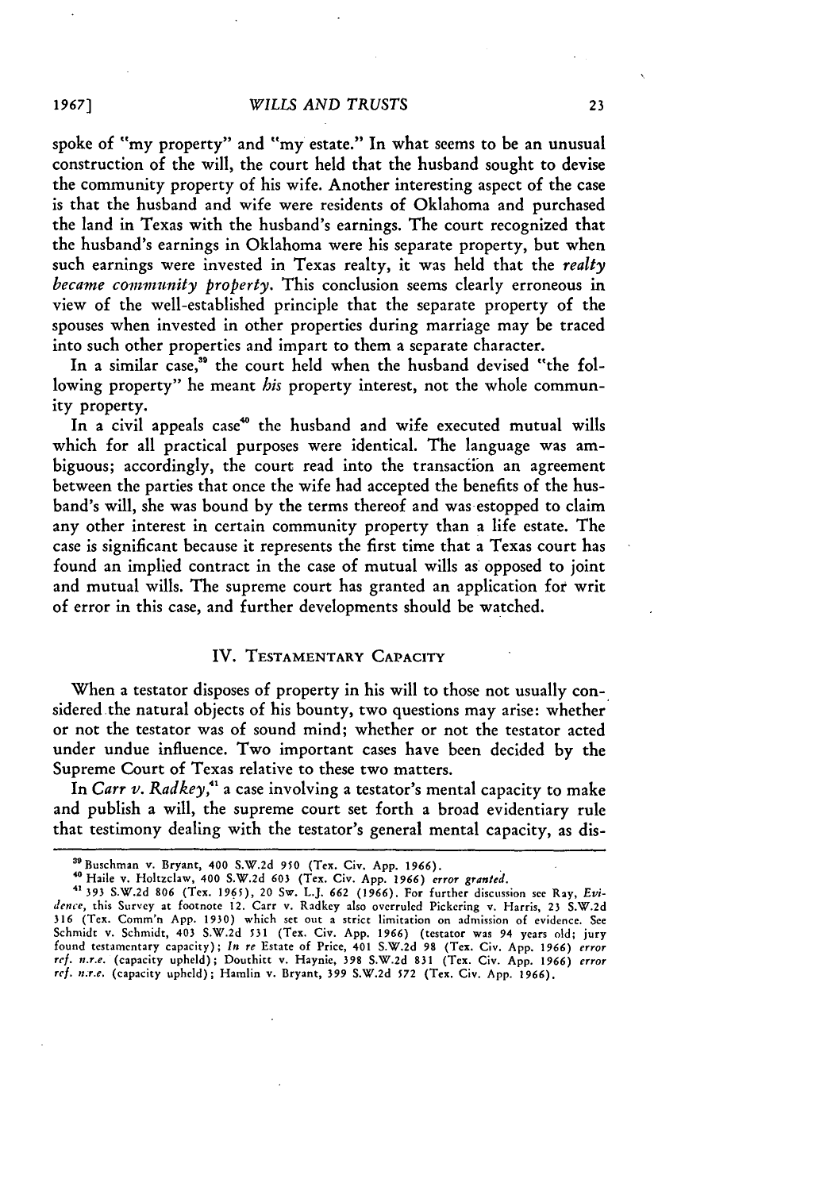spoke of "my property" and "my estate." In what seems to be an unusual construction of the will, the court held that the husband sought to devise the community property of his wife. Another interesting aspect of the case is that the husband and wife were residents of Oklahoma and purchased the land in Texas with the husband's earnings. The court recognized that the husband's earnings in Oklahoma were his separate property, but when such earnings were invested in Texas realty, it was held that the *realty became community property*. This conclusion seems clearly erroneous in view of the well-established principle that the separate property of the spouses when invested in other properties during marriage may be traced into such other properties and impart to them a separate character.

In a similar case,[39] the court held when the husband devised "the following property" he meant *his* property interest, not the whole community property.

In a civil appeals case[40] the husband and wife executed mutual wills which for all practical purposes were identical. The language was ambiguous; accordingly, the court read into the transaction an agreement between the parties that once the wife had accepted the benefits of the husband's will, she was bound by the terms thereof and was estopped to claim any other interest in certain community property than a life estate. The case is significant because it represents the first time that a Texas court has found an implied contract in the case of mutual wills as opposed to joint and mutual wills. The supreme court has granted an application for writ of error in this case, and further developments should be watched.

## IV. TESTAMENTARY CAPACITY

When a testator disposes of property in his will to those not usually considered the natural objects of his bounty, two questions may arise: whether or not the testator was of sound mind; whether or not the testator acted under undue influence. Two important cases have been decided by the Supreme Court of Texas relative to these two matters.

In *Carr v. Radkey*,[41] a case involving a testator's mental capacity to make and publish a will, the supreme court set forth a broad evidentiary rule that testimony dealing with the testator's general mental capacity, as dis-

---

[39] Buschman v. Bryant, 400 S.W.2d 950 (Tex. Civ. App. 1966).

[40] Haile v. Holtzclaw, 400 S.W.2d 603 (Tex. Civ. App. 1966) *error granted*.

[41] 393 S.W.2d 806 (Tex. 1965), 20 Sw. L.J. 662 (1966). For further discussion see Ray, *Evidence*, this Survey at footnote 12. Carr v. Radkey also overruled Pickering v. Harris, 23 S.W.2d 316 (Tex. Comm'n App. 1930) which set out a strict limitation on admission of evidence. See Schmidt v. Schmidt, 403 S.W.2d 531 (Tex. Civ. App. 1966) (testator was 94 years old; jury found testamentary capacity); *In re* Estate of Price, 401 S.W.2d 98 (Tex. Civ. App. 1966) *error ref. n.r.e.* (capacity upheld); Douthitt v. Haynie, 398 S.W.2d 831 (Tex. Civ. App. 1966) *error ref. n.r.e.* (capacity upheld); Hamlin v. Bryant, 399 S.W.2d 572 (Tex. Civ. App. 1966).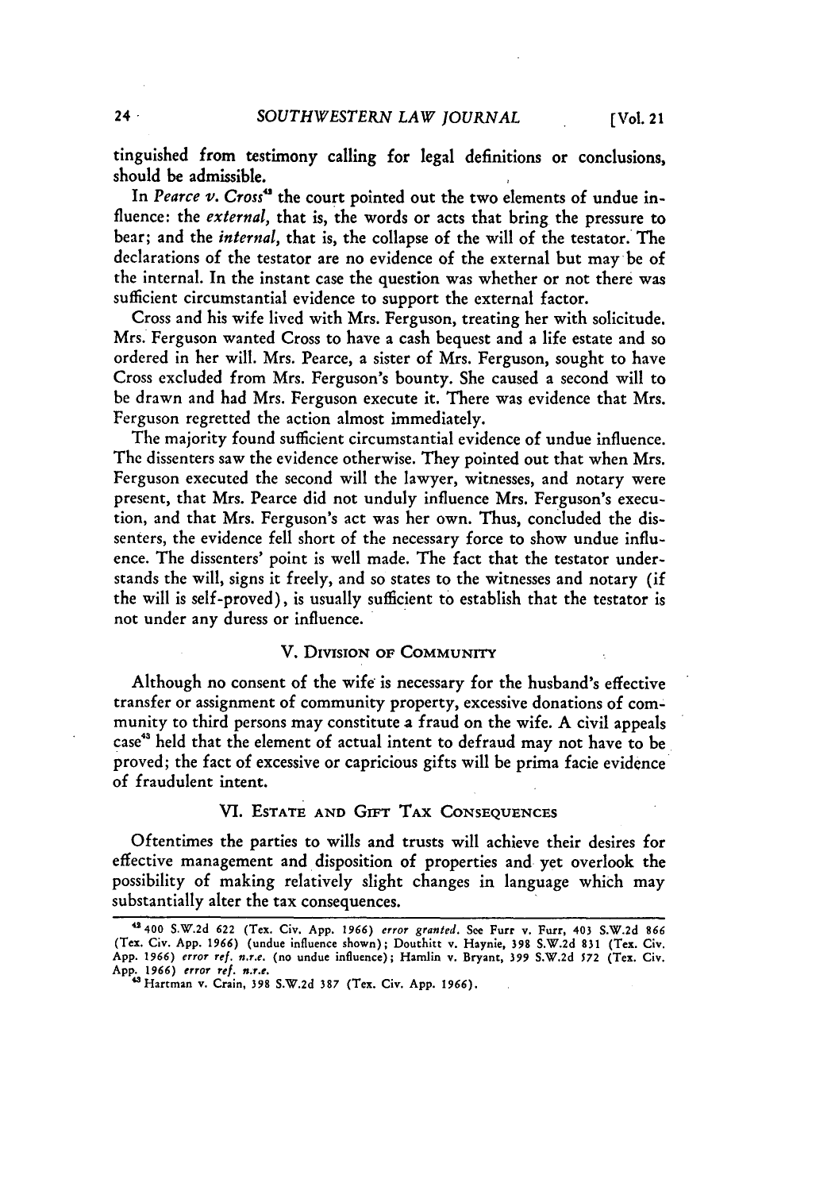tinguished from testimony calling for legal definitions or conclusions, should be admissible.

In *Pearce v. Cross*[42] the court pointed out the two elements of undue influence: the *external*, that is, the words or acts that bring the pressure to bear; and the *internal*, that is, the collapse of the will of the testator. The declarations of the testator are no evidence of the external but may be of the internal. In the instant case the question was whether or not there was sufficient circumstantial evidence to support the external factor.

Cross and his wife lived with Mrs. Ferguson, treating her with solicitude. Mrs. Ferguson wanted Cross to have a cash bequest and a life estate and so ordered in her will. Mrs. Pearce, a sister of Mrs. Ferguson, sought to have Cross excluded from Mrs. Ferguson's bounty. She caused a second will to be drawn and had Mrs. Ferguson execute it. There was evidence that Mrs. Ferguson regretted the action almost immediately.

The majority found sufficient circumstantial evidence of undue influence. The dissenters saw the evidence otherwise. They pointed out that when Mrs. Ferguson executed the second will the lawyer, witnesses, and notary were present, that Mrs. Pearce did not unduly influence Mrs. Ferguson's execution, and that Mrs. Ferguson's act was her own. Thus, concluded the dissenters, the evidence fell short of the necessary force to show undue influence. The dissenters' point is well made. The fact that the testator understands the will, signs it freely, and so states to the witnesses and notary (if the will is self-proved), is usually sufficient to establish that the testator is not under any duress or influence.

## V. Division of Community

Although no consent of the wife is necessary for the husband's effective transfer or assignment of community property, excessive donations of community to third persons may constitute a fraud on the wife. A civil appeals case[43] held that the element of actual intent to defraud may not have to be proved; the fact of excessive or capricious gifts will be prima facie evidence of fraudulent intent.

## VI. Estate and Gift Tax Consequences

Oftentimes the parties to wills and trusts will achieve their desires for effective management and disposition of properties and yet overlook the possibility of making relatively slight changes in language which may substantially alter the tax consequences.

---

[42] 400 S.W.2d 622 (Tex. Civ. App. 1966) *error granted.* See Furr v. Furr, 403 S.W.2d 866 (Tex. Civ. App. 1966) (undue influence shown); Douthitt v. Haynie, 398 S.W.2d 831 (Tex. Civ. App. 1966) *error ref. n.r.e.* (no undue influence); Hamlin v. Bryant, 399 S.W.2d 572 (Tex. Civ. App. 1966) *error ref. n.r.e.*

[43] Hartman v. Crain, 398 S.W.2d 387 (Tex. Civ. App. 1966).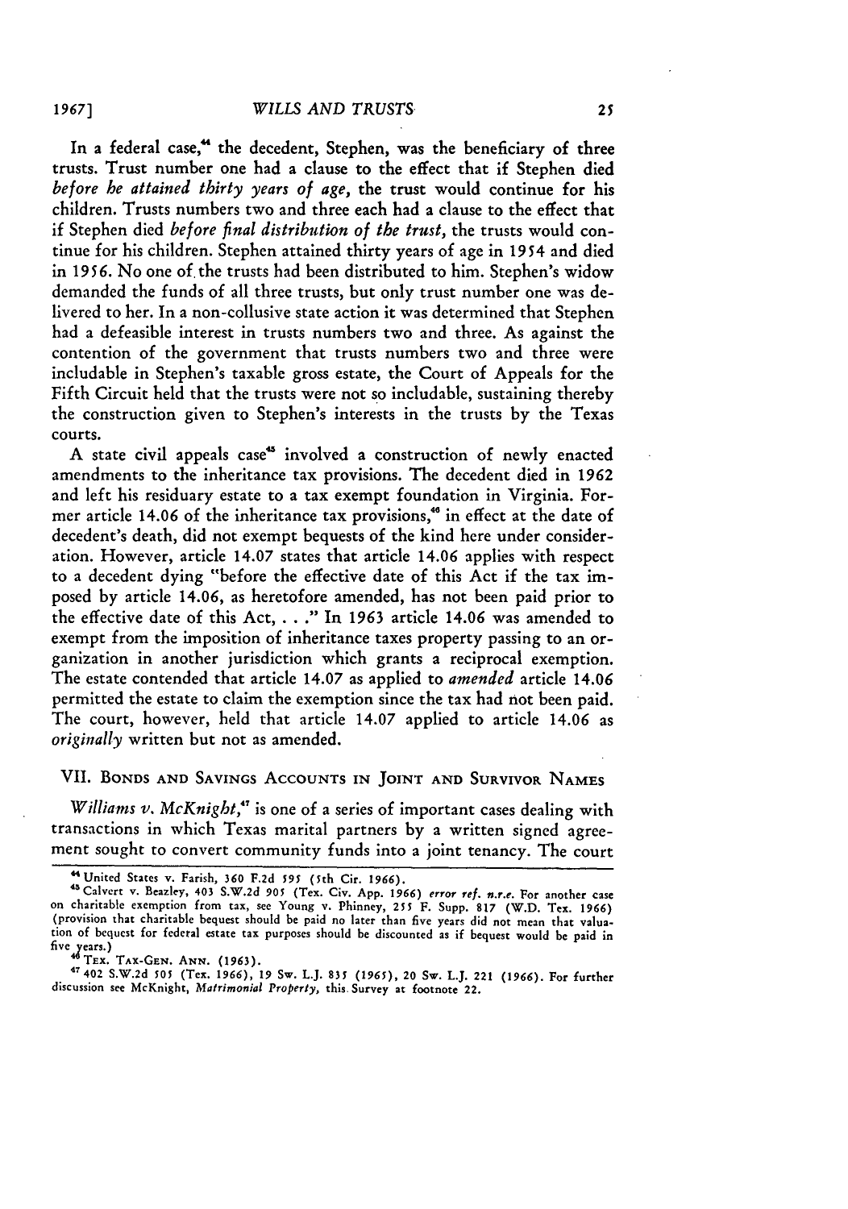In a federal case,[44] the decedent, Stephen, was the beneficiary of three trusts. Trust number one had a clause to the effect that if Stephen died *before he attained thirty years of age*, the trust would continue for his children. Trusts numbers two and three each had a clause to the effect that if Stephen died *before final distribution of the trust*, the trusts would continue for his children. Stephen attained thirty years of age in 1954 and died in 1956. No one of the trusts had been distributed to him. Stephen's widow demanded the funds of all three trusts, but only trust number one was delivered to her. In a non-collusive state action it was determined that Stephen had a defeasible interest in trusts numbers two and three. As against the contention of the government that trusts numbers two and three were includable in Stephen's taxable gross estate, the Court of Appeals for the Fifth Circuit held that the trusts were not so includable, sustaining thereby the construction given to Stephen's interests in the trusts by the Texas courts.

A state civil appeals case[45] involved a construction of newly enacted amendments to the inheritance tax provisions. The decedent died in 1962 and left his residuary estate to a tax exempt foundation in Virginia. Former article 14.06 of the inheritance tax provisions,[46] in effect at the date of decedent's death, did not exempt bequests of the kind here under consideration. However, article 14.07 states that article 14.06 applies with respect to a decedent dying "before the effective date of this Act if the tax imposed by article 14.06, as heretofore amended, has not been paid prior to the effective date of this Act, . . ." In 1963 article 14.06 was amended to exempt from the imposition of inheritance taxes property passing to an organization in another jurisdiction which grants a reciprocal exemption. The estate contended that article 14.07 as applied to *amended* article 14.06 permitted the estate to claim the exemption since the tax had not been paid. The court, however, held that article 14.07 applied to article 14.06 as *originally* written but not as amended.

## VII. Bonds and Savings Accounts in Joint and Survivor Names

*Williams v. McKnight*,[47] is one of a series of important cases dealing with transactions in which Texas marital partners by a written signed agreement sought to convert community funds into a joint tenancy. The court

---

[44] United States v. Farish, 360 F.2d 595 (5th Cir. 1966).

[45] Calvert v. Beazley, 403 S.W.2d 905 (Tex. Civ. App. 1966) *error ref. n.r.e.* For another case on charitable exemption from tax, see Young v. Phinney, 255 F. Supp. 817 (W.D. Tex. 1966) (provision that charitable bequest should be paid no later than five years did not mean that valuation of bequest for federal estate tax purposes should be discounted as if bequest would be paid in five years.)

[46] Tex. Tax-Gen. Ann. (1963).

[47] 402 S.W.2d 505 (Tex. 1966), 19 Sw. L.J. 835 (1965), 20 Sw. L.J. 221 (1966). For further discussion see McKnight, *Matrimonial Property*, this Survey at footnote 22.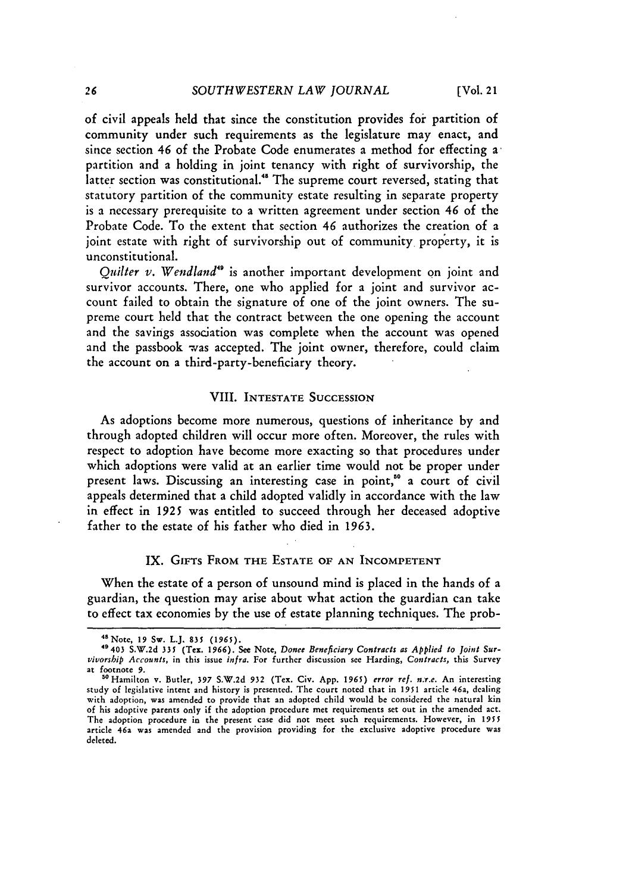of civil appeals held that since the constitution provides for partition of community under such requirements as the legislature may enact, and since section 46 of the Probate Code enumerates a method for effecting a partition and a holding in joint tenancy with right of survivorship, the latter section was constitutional.[48] The supreme court reversed, stating that statutory partition of the community estate resulting in separate property is a necessary prerequisite to a written agreement under section 46 of the Probate Code. To the extent that section 46 authorizes the creation of a joint estate with right of survivorship out of community property, it is unconstitutional.

*Quilter v. Wendland*[49] is another important development on joint and survivor accounts. There, one who applied for a joint and survivor account failed to obtain the signature of one of the joint owners. The supreme court held that the contract between the one opening the account and the savings association was complete when the account was opened and the passbook was accepted. The joint owner, therefore, could claim the account on a third-party-beneficiary theory.

## VIII. Intestate Succession

As adoptions become more numerous, questions of inheritance by and through adopted children will occur more often. Moreover, the rules with respect to adoption have become more exacting so that procedures under which adoptions were valid at an earlier time would not be proper under present laws. Discussing an interesting case in point,[50] a court of civil appeals determined that a child adopted validly in accordance with the law in effect in 1925 was entitled to succeed through her deceased adoptive father to the estate of his father who died in 1963.

## IX. Gifts From the Estate of an Incompetent

When the estate of a person of unsound mind is placed in the hands of a guardian, the question may arise about what action the guardian can take to effect tax economies by the use of estate planning techniques. The prob-

---

[48] Note, 19 Sw. L.J. 835 (1965).

[49] 403 S.W.2d 335 (Tex. 1966). See Note, *Donee Beneficiary Contracts as Applied to Joint Survivorship Accounts*, in this issue *infra*. For further discussion see Harding, *Contracts*, this Survey at footnote 9.

[50] Hamilton v. Butler, 397 S.W.2d 932 (Tex. Civ. App. 1965) *error ref. n.r.e.* An interesting study of legislative intent and history is presented. The court noted that in 1951 article 46a, dealing with adoption, was amended to provide that an adopted child would be considered the natural kin of his adoptive parents only if the adoption procedure met requirements set out in the amended act. The adoption procedure in the present case did not meet such requirements. However, in 1955 article 46a was amended and the provision providing for the exclusive adoptive procedure was deleted.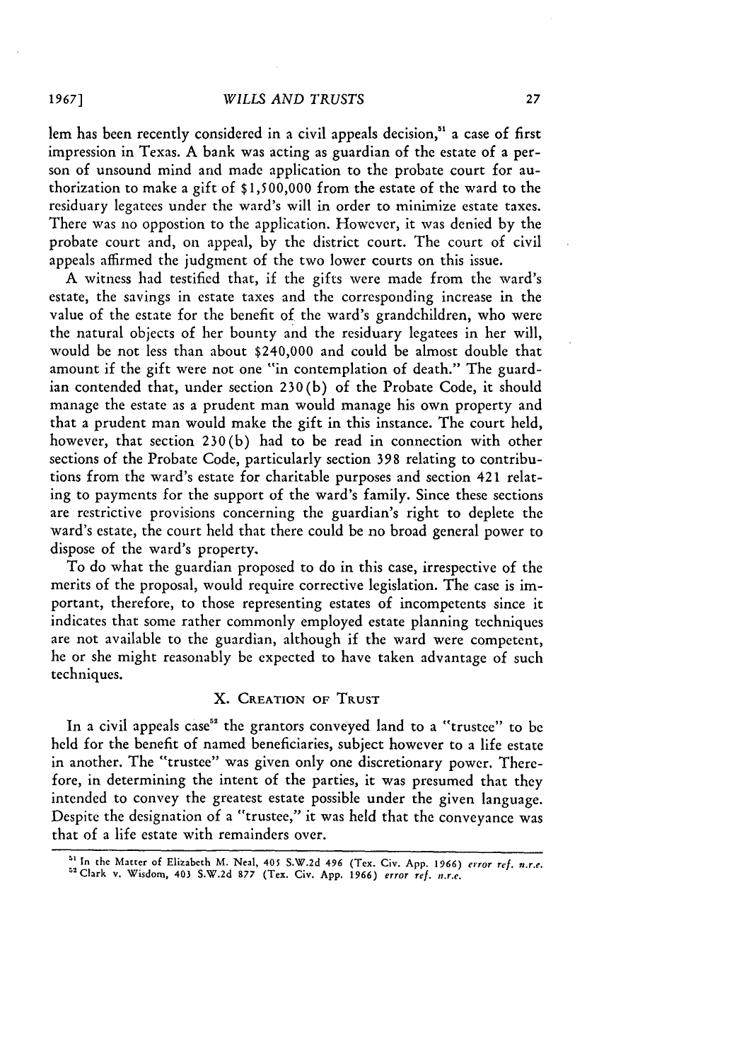lem has been recently considered in a civil appeals decision,[51] a case of first impression in Texas. A bank was acting as guardian of the estate of a person of unsound mind and made application to the probate court for authorization to make a gift of $1,500,000 from the estate of the ward to the residuary legatees under the ward's will in order to minimize estate taxes. There was no oppostion to the application. However, it was denied by the probate court and, on appeal, by the district court. The court of civil appeals affirmed the judgment of the two lower courts on this issue.

A witness had testified that, if the gifts were made from the ward's estate, the savings in estate taxes and the corresponding increase in the value of the estate for the benefit of the ward's grandchildren, who were the natural objects of her bounty and the residuary legatees in her will, would be not less than about $240,000 and could be almost double that amount if the gift were not one "in contemplation of death." The guardian contended that, under section 230(b) of the Probate Code, it should manage the estate as a prudent man would manage his own property and that a prudent man would make the gift in this instance. The court held, however, that section 230(b) had to be read in connection with other sections of the Probate Code, particularly section 398 relating to contributions from the ward's estate for charitable purposes and section 421 relating to payments for the support of the ward's family. Since these sections are restrictive provisions concerning the guardian's right to deplete the ward's estate, the court held that there could be no broad general power to dispose of the ward's property.

To do what the guardian proposed to do in this case, irrespective of the merits of the proposal, would require corrective legislation. The case is important, therefore, to those representing estates of incompetents since it indicates that some rather commonly employed estate planning techniques are not available to the guardian, although if the ward were competent, he or she might reasonably be expected to have taken advantage of such techniques.

## X. Creation of Trust

In a civil appeals case[52] the grantors conveyed land to a "trustee" to be held for the benefit of named beneficiaries, subject however to a life estate in another. The "trustee" was given only one discretionary power. Therefore, in determining the intent of the parties, it was presumed that they intended to convey the greatest estate possible under the given language. Despite the designation of a "trustee," it was held that the conveyance was that of a life estate with remainders over.

---

[51] In the Matter of Elizabeth M. Neal, 405 S.W.2d 496 (Tex. Civ. App. 1966) *error ref. n.r.e.*

[52] Clark v. Wisdom, 403 S.W.2d 877 (Tex. Civ. App. 1966) *error ref. n.r.e.*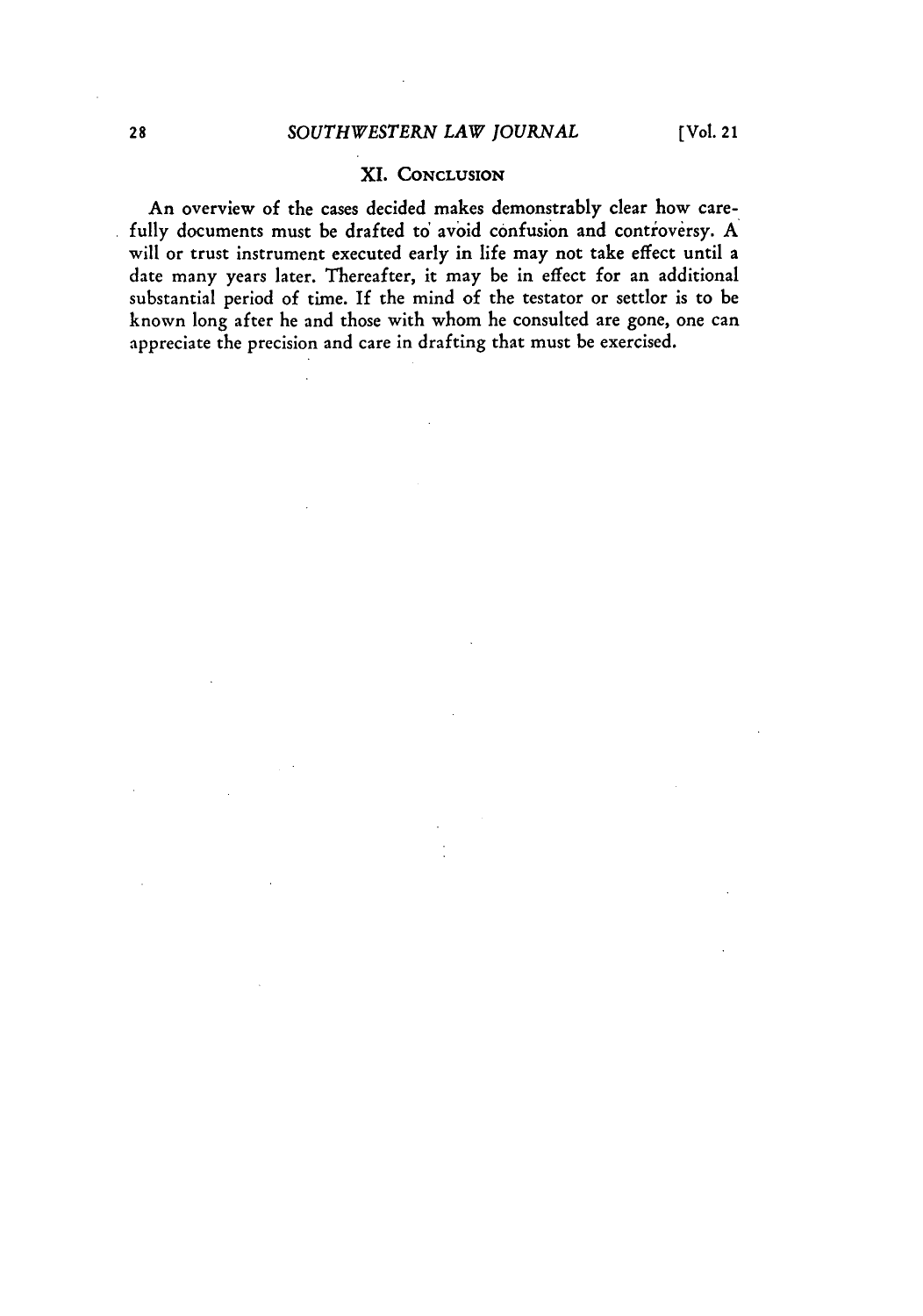## XI. CONCLUSION

An overview of the cases decided makes demonstrably clear how carefully documents must be drafted to avoid confusion and controversy. A will or trust instrument executed early in life may not take effect until a date many years later. Thereafter, it may be in effect for an additional substantial period of time. If the mind of the testator or settlor is to be known long after he and those with whom he consulted are gone, one can appreciate the precision and care in drafting that must be exercised.